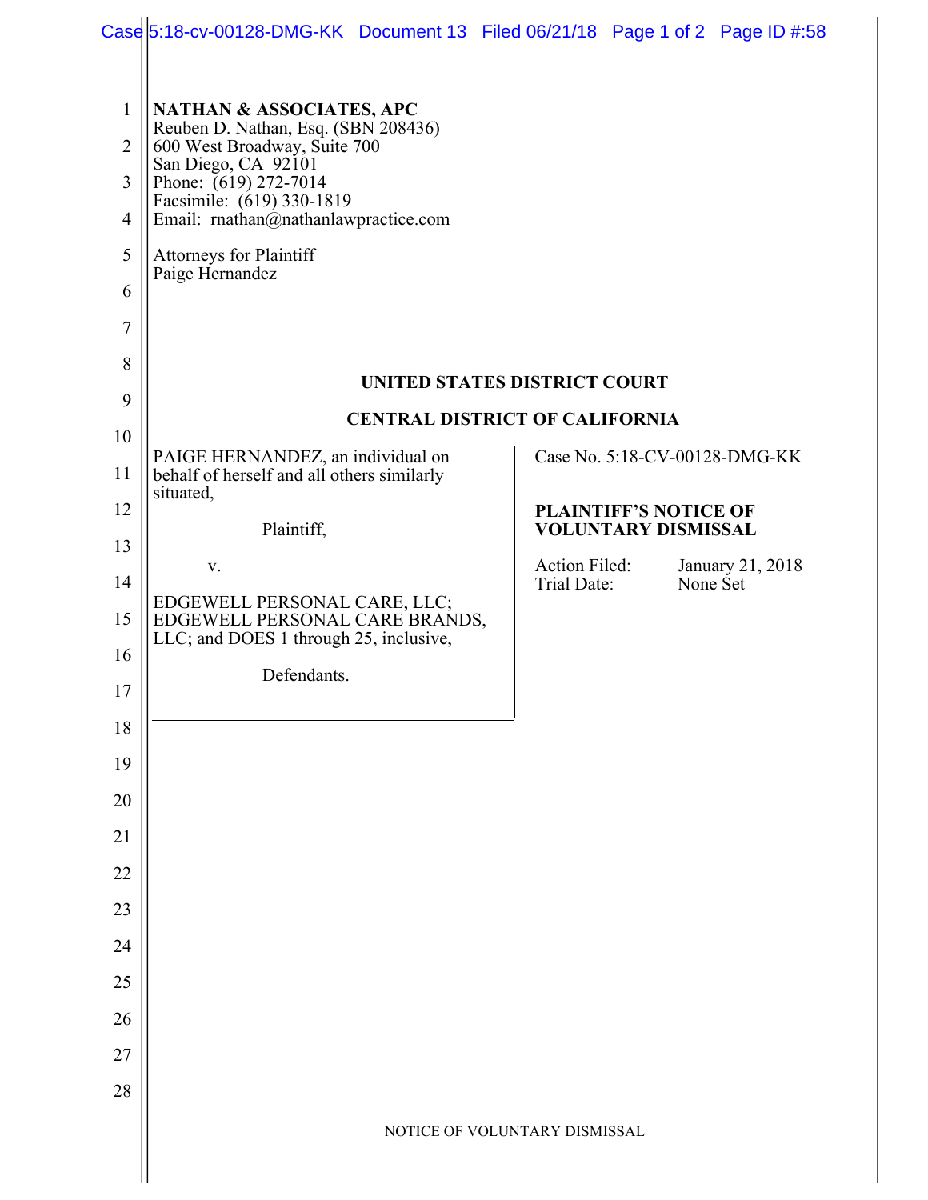**NATHAN & ASSOCIATES, APC**
Reuben D. Nathan, Esq. (SBN 208436)
600 West Broadway, Suite 700
San Diego, CA 92101
Phone: (619) 272-7014
Facsimile: (619) 330-1819
Email: rnathan@nathanlawpractice.com

Attorneys for Plaintiff
Paige Hernandez

**UNITED STATES DISTRICT COURT**

**CENTRAL DISTRICT OF CALIFORNIA**

PAIGE HERNANDEZ, an individual on behalf of herself and all others similarly situated,

Plaintiff,

v.

EDGEWELL PERSONAL CARE, LLC; EDGEWELL PERSONAL CARE BRANDS, LLC; and DOES 1 through 25, inclusive,

Defendants.

Case No. 5:18-CV-00128-DMG-KK

**PLAINTIFF'S NOTICE OF VOLUNTARY DISMISSAL**

Action Filed: January 21, 2018
Trial Date: None Set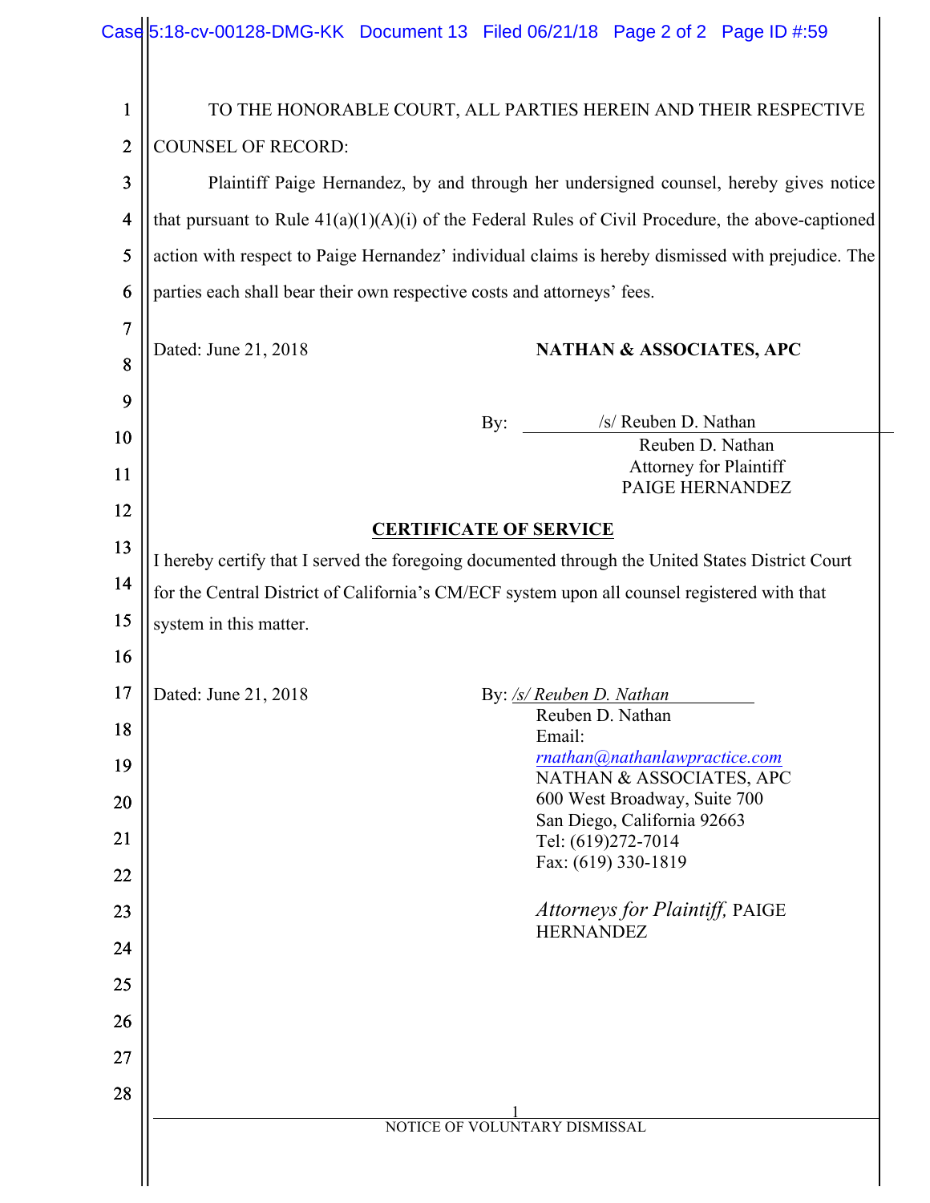TO THE HONORABLE COURT, ALL PARTIES HEREIN AND THEIR RESPECTIVE COUNSEL OF RECORD:

Plaintiff Paige Hernandez, by and through her undersigned counsel, hereby gives notice that pursuant to Rule 41(a)(1)(A)(i) of the Federal Rules of Civil Procedure, the above-captioned action with respect to Paige Hernandez' individual claims is hereby dismissed with prejudice. The parties each shall bear their own respective costs and attorneys' fees.

Dated: June 21, 2018

**NATHAN & ASSOCIATES, APC**

By: /s/ Reuben D. Nathan
Reuben D. Nathan
Attorney for Plaintiff
PAIGE HERNANDEZ

**CERTIFICATE OF SERVICE**

I hereby certify that I served the foregoing documented through the United States District Court for the Central District of California's CM/ECF system upon all counsel registered with that system in this matter.

Dated: June 21, 2018

By: */s/ Reuben D. Nathan*
Reuben D. Nathan
Email:
rnathan@nathanlawpractice.com
NATHAN & ASSOCIATES, APC
600 West Broadway, Suite 700
San Diego, California 92663
Tel: (619)272-7014
Fax: (619) 330-1819

*Attorneys for Plaintiff,* PAIGE HERNANDEZ

NOTICE OF VOLUNTARY DISMISSAL